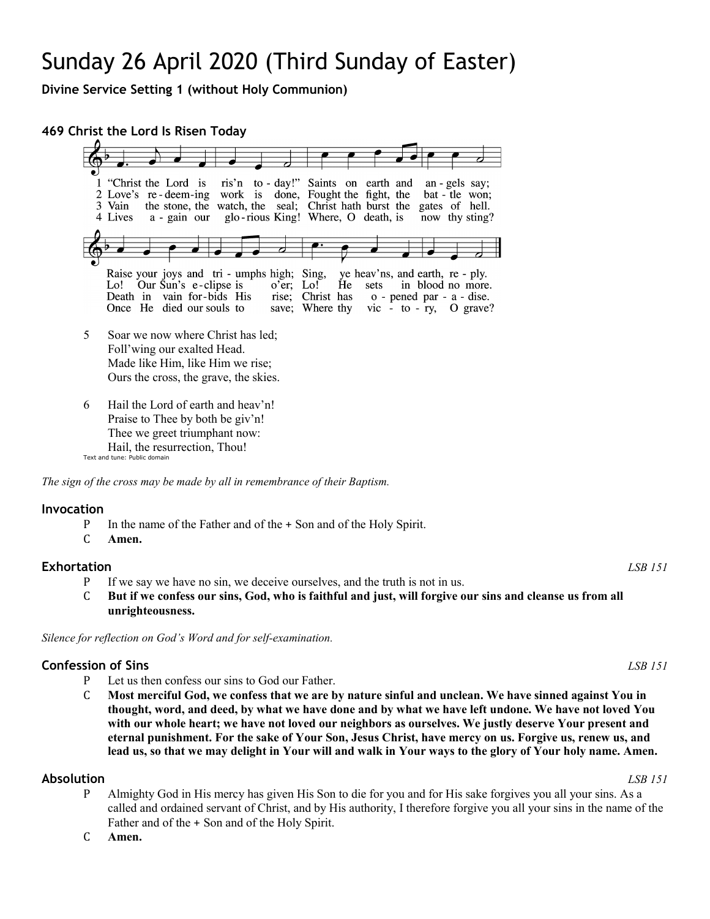# Sunday 26 April 2020 (Third Sunday of Easter)

**Divine Service Setting 1 (without Holy Communion)**

### 469 Christ the Lord Is Risen Today

1 "Christ the Lord is ris'n to-day!" Saints on earth and an-gels say;
Raise your joys and tri-umphs high; Sing, ye heav'ns, and earth, re-ply.

2 Love's re-deem-ing work is done, Fought the fight, the bat-tle won;
Lo! Our Sun's e-clipse is o'er; Lo! He sets in blood no more.

3 Vain the stone, the watch, the seal; Christ hath burst the gates of hell.
Death in vain for-bids His rise; Christ has o-pened par-a-dise.

4 Lives a-gain our glo-rious King! Where, O death, is now thy sting?
Once He died our souls to save; Where thy vic-to-ry, O grave?

5 Soar we now where Christ has led;
Foll'wing our exalted Head.
Made like Him, like Him we rise;
Ours the cross, the grave, the skies.

6 Hail the Lord of earth and heav'n!
Praise to Thee by both be giv'n!
Thee we greet triumphant now:
Hail, the resurrection, Thou!

Text and tune: Public domain

*The sign of the cross may be made by all in remembrance of their Baptism.*

### Invocation

P In the name of the Father and of the + Son and of the Holy Spirit.

C **Amen.**

### Exhortation

*LSB 151*

P If we say we have no sin, we deceive ourselves, and the truth is not in us.

C **But if we confess our sins, God, who is faithful and just, will forgive our sins and cleanse us from all unrighteousness.**

*Silence for reflection on God's Word and for self-examination.*

### Confession of Sins

*LSB 151*

P Let us then confess our sins to God our Father.

C **Most merciful God, we confess that we are by nature sinful and unclean. We have sinned against You in thought, word, and deed, by what we have done and by what we have left undone. We have not loved You with our whole heart; we have not loved our neighbors as ourselves. We justly deserve Your present and eternal punishment. For the sake of Your Son, Jesus Christ, have mercy on us. Forgive us, renew us, and lead us, so that we may delight in Your will and walk in Your ways to the glory of Your holy name. Amen.**

### Absolution

*LSB 151*

P Almighty God in His mercy has given His Son to die for you and for His sake forgives you all your sins. As a called and ordained servant of Christ, and by His authority, I therefore forgive you all your sins in the name of the Father and of the + Son and of the Holy Spirit.

C **Amen.**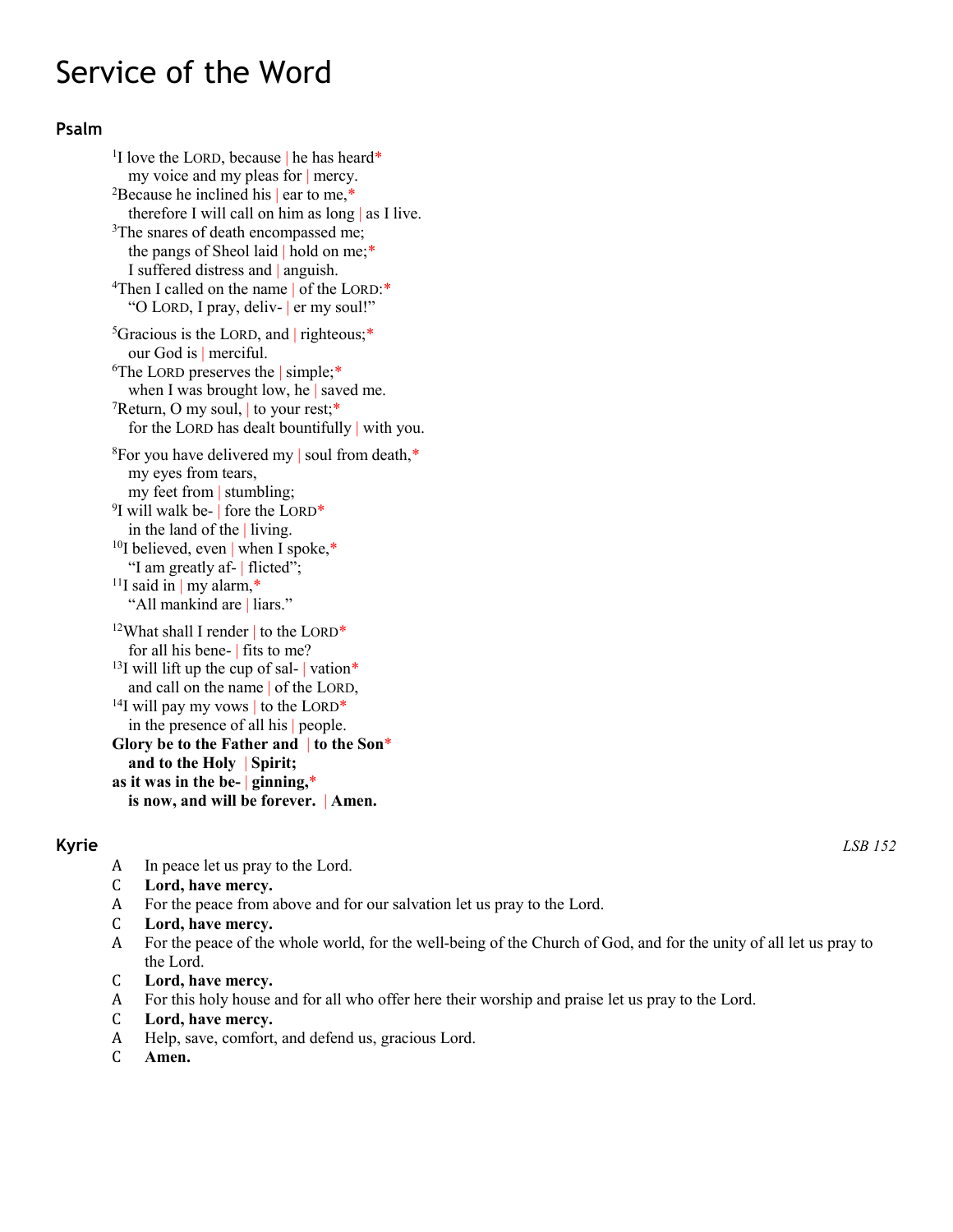# Service of the Word

## Psalm

[1]I love the LORD, because | he has heard*
my voice and my pleas for | mercy.
[2]Because he inclined his | ear to me,*
therefore I will call on him as long | as I live.
[3]The snares of death encompassed me;
the pangs of Sheol laid | hold on me;*
I suffered distress and | anguish.
[4]Then I called on the name | of the LORD:*
"O LORD, I pray, deliv- | er my soul!"

[5]Gracious is the LORD, and | righteous;*
our God is | merciful.
[6]The LORD preserves the | simple;*
when I was brought low, he | saved me.
[7]Return, O my soul, | to your rest;*
for the LORD has dealt bountifully | with you.

[8]For you have delivered my | soul from death,*
my eyes from tears,
my feet from | stumbling;
[9]I will walk be- | fore the LORD*
in the land of the | living.
[10]I believed, even | when I spoke,*
"I am greatly af- | flicted";
[11]I said in | my alarm,*
"All mankind are | liars."

[12]What shall I render | to the LORD*
for all his bene- | fits to me?
[13]I will lift up the cup of sal- | vation*
and call on the name | of the LORD,
[14]I will pay my vows | to the LORD*
in the presence of all his | people.
**Glory be to the Father and | to the Son***
**and to the Holy | Spirit;**
**as it was in the be- | ginning,***
**is now, and will be forever. | Amen.**

## Kyrie

*LSB 152*

A In peace let us pray to the Lord.
C **Lord, have mercy.**
A For the peace from above and for our salvation let us pray to the Lord.
C **Lord, have mercy.**
A For the peace of the whole world, for the well-being of the Church of God, and for the unity of all let us pray to the Lord.
C **Lord, have mercy.**
A For this holy house and for all who offer here their worship and praise let us pray to the Lord.
C **Lord, have mercy.**
A Help, save, comfort, and defend us, gracious Lord.
C **Amen.**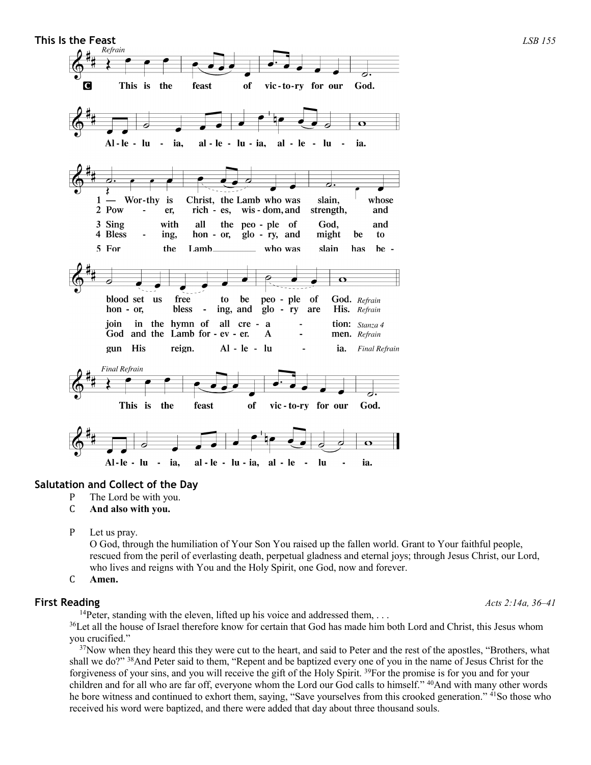## This Is the Feast

*LSB 155*

*Refrain*

**C** This is the feast of victory for our God. Alleluia, alleluia, alleluia.

1 Worthy is Christ, the Lamb who was slain, whose blood set us free to be people of God. *Refrain*

2 Power, riches, wisdom, and strength, and honor, blessing, and glory are His. *Refrain*

3 Sing with all the people of God, and join in the hymn of all creation: *Stanza 4*

4 Blessing, honor, glory, and might be to God and the Lamb forever. Amen. *Refrain*

5 For the Lamb who was slain has begun His reign. Alleluia. *Final Refrain*

*Final Refrain*

This is the feast of victory for our God. Alleluia, alleluia, alleluia.

## Salutation and Collect of the Day

P The Lord be with you.
C **And also with you.**

P Let us pray.
O God, through the humiliation of Your Son You raised up the fallen world. Grant to Your faithful people, rescued from the peril of everlasting death, perpetual gladness and eternal joys; through Jesus Christ, our Lord, who lives and reigns with You and the Holy Spirit, one God, now and forever.
C **Amen.**

## First Reading

*Acts 2:14a, 36–41*

[14]Peter, standing with the eleven, lifted up his voice and addressed them, . . .
[36]Let all the house of Israel therefore know for certain that God has made him both Lord and Christ, this Jesus whom you crucified."

[37]Now when they heard this they were cut to the heart, and said to Peter and the rest of the apostles, "Brothers, what shall we do?" [38]And Peter said to them, "Repent and be baptized every one of you in the name of Jesus Christ for the forgiveness of your sins, and you will receive the gift of the Holy Spirit. [39]For the promise is for you and for your children and for all who are far off, everyone whom the Lord our God calls to himself." [40]And with many other words he bore witness and continued to exhort them, saying, "Save yourselves from this crooked generation." [41]So those who received his word were baptized, and there were added that day about three thousand souls.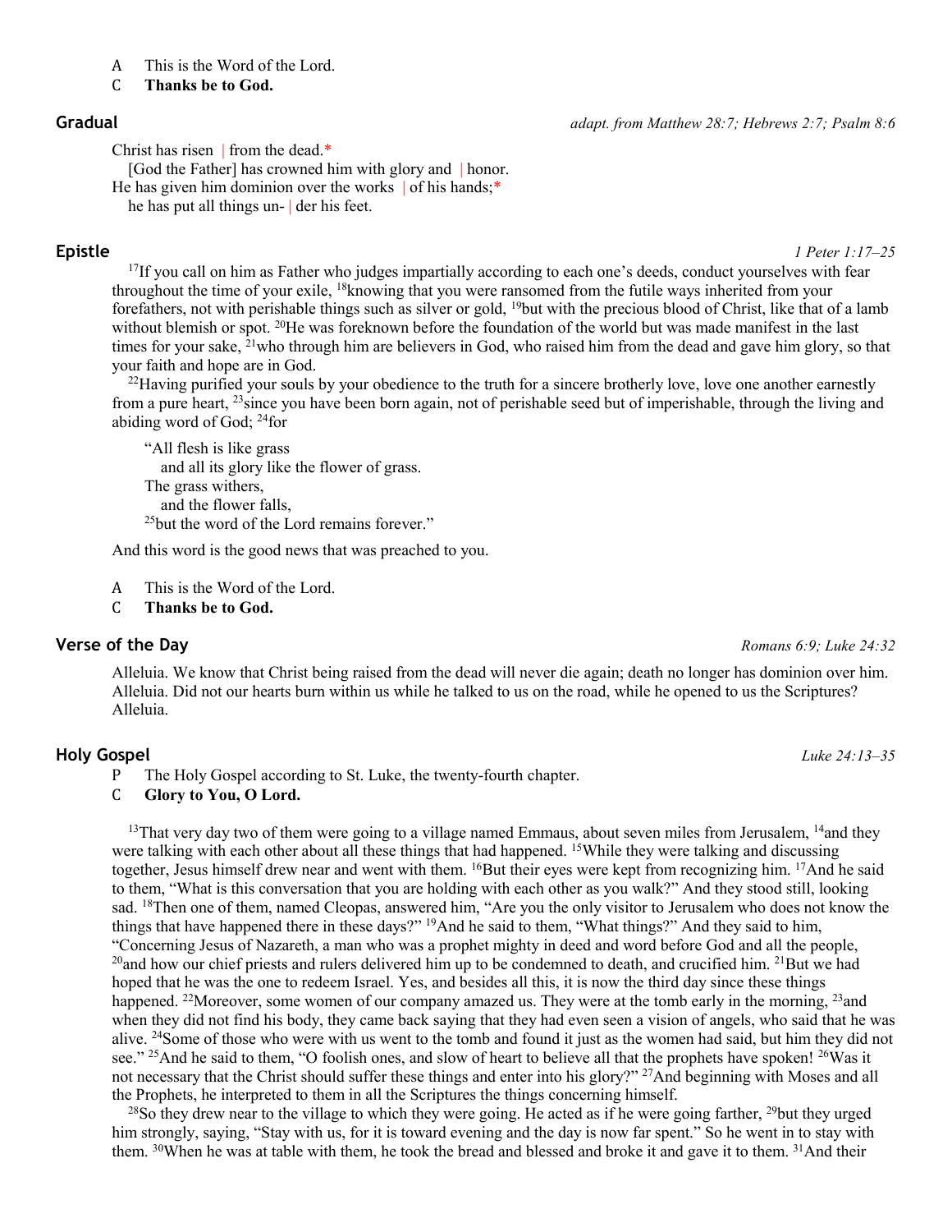A This is the Word of the Lord.
C **Thanks be to God.**

## Gradual

*adapt. from Matthew 28:7; Hebrews 2:7; Psalm 8:6*

Christ has risen | from the dead.*
[God the Father] has crowned him with glory and | honor.
He has given him dominion over the works | of his hands;*
he has put all things un- | der his feet.

## Epistle

*1 Peter 1:17–25*

[17]If you call on him as Father who judges impartially according to each one's deeds, conduct yourselves with fear throughout the time of your exile, [18]knowing that you were ransomed from the futile ways inherited from your forefathers, not with perishable things such as silver or gold, [19]but with the precious blood of Christ, like that of a lamb without blemish or spot. [20]He was foreknown before the foundation of the world but was made manifest in the last times for your sake, [21]who through him are believers in God, who raised him from the dead and gave him glory, so that your faith and hope are in God.

[22]Having purified your souls by your obedience to the truth for a sincere brotherly love, love one another earnestly from a pure heart, [23]since you have been born again, not of perishable seed but of imperishable, through the living and abiding word of God; [24]for

"All flesh is like grass
and all its glory like the flower of grass.
The grass withers,
and the flower falls,
[25]but the word of the Lord remains forever."

And this word is the good news that was preached to you.

A This is the Word of the Lord.
C **Thanks be to God.**

## Verse of the Day

*Romans 6:9; Luke 24:32*

Alleluia. We know that Christ being raised from the dead will never die again; death no longer has dominion over him. Alleluia. Did not our hearts burn within us while he talked to us on the road, while he opened to us the Scriptures? Alleluia.

## Holy Gospel

*Luke 24:13–35*

P The Holy Gospel according to St. Luke, the twenty-fourth chapter.
C **Glory to You, O Lord.**

[13]That very day two of them were going to a village named Emmaus, about seven miles from Jerusalem, [14]and they were talking with each other about all these things that had happened. [15]While they were talking and discussing together, Jesus himself drew near and went with them. [16]But their eyes were kept from recognizing him. [17]And he said to them, "What is this conversation that you are holding with each other as you walk?" And they stood still, looking sad. [18]Then one of them, named Cleopas, answered him, "Are you the only visitor to Jerusalem who does not know the things that have happened there in these days?" [19]And he said to them, "What things?" And they said to him, "Concerning Jesus of Nazareth, a man who was a prophet mighty in deed and word before God and all the people, [20]and how our chief priests and rulers delivered him up to be condemned to death, and crucified him. [21]But we had hoped that he was the one to redeem Israel. Yes, and besides all this, it is now the third day since these things happened. [22]Moreover, some women of our company amazed us. They were at the tomb early in the morning, [23]and when they did not find his body, they came back saying that they had even seen a vision of angels, who said that he was alive. [24]Some of those who were with us went to the tomb and found it just as the women had said, but him they did not see." [25]And he said to them, "O foolish ones, and slow of heart to believe all that the prophets have spoken! [26]Was it not necessary that the Christ should suffer these things and enter into his glory?" [27]And beginning with Moses and all the Prophets, he interpreted to them in all the Scriptures the things concerning himself.

[28]So they drew near to the village to which they were going. He acted as if he were going farther, [29]but they urged him strongly, saying, "Stay with us, for it is toward evening and the day is now far spent." So he went in to stay with them. [30]When he was at table with them, he took the bread and blessed and broke it and gave it to them. [31]And their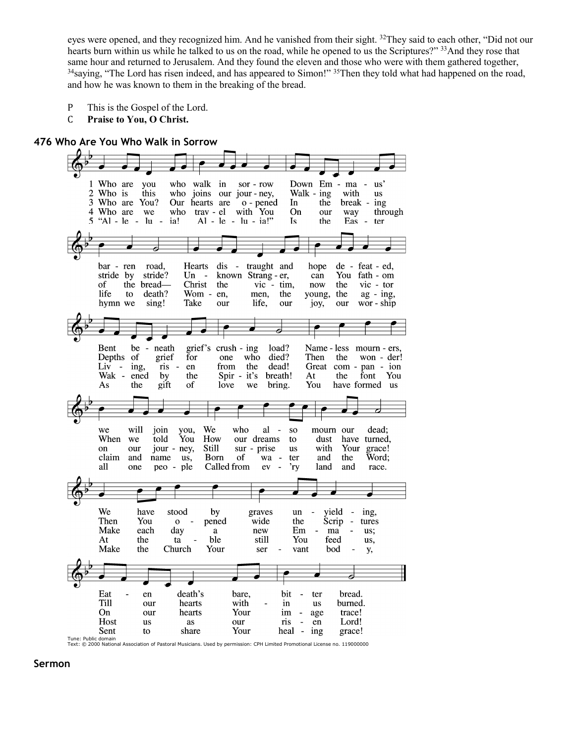eyes were opened, and they recognized him. And he vanished from their sight. [32]They said to each other, "Did not our hearts burn within us while he talked to us on the road, while he opened to us the Scriptures?" [33]And they rose that same hour and returned to Jerusalem. And they found the eleven and those who were with them gathered together, [34]saying, "The Lord has risen indeed, and has appeared to Simon!" [35]Then they told what had happened on the road, and how he was known to them in the breaking of the bread.

P This is the Gospel of the Lord.
C **Praise to You, O Christ.**

## 476 Who Are You Who Walk in Sorrow

1 Who are you who walk in sorrow
Down Emmaus' barren road,
Hearts distraught and hope defeated,
Bent beneath grief's crushing load?
Nameless mourners, we will join you,
We who also mourn our dead;
We have stood by graves unyielding,
Eaten death's bare, bitter bread.

2 Who is this who joins our journey,
Walking with us stride by stride?
Unknown Stranger, can You fathom
Depths of grief for one who died?
Then the wonder! When we told You
How our dreams to dust have turned,
Then You opened wide the Scriptures
Till our hearts within us burned.

3 Who are You? Our hearts are opened
In the breaking of the bread—
Christ the victim, now the victor
Living, risen from the dead!
Great companion on our journey,
Still surprise us with Your grace!
Make each day a new Emmaus;
On our hearts Your image trace!

4 Who are we who travel with You
On our way through life to death?
Women, men, the young, the aging,
Wakened by the Spirit's breath!
At the font You claim and name us,
Born of water and the Word;
At the table still You feed us,
Host us as our risen Lord!

5 "Alleluia! Alleluia!"
Is the Easter hymn we sing!
Take our life, our joy, our worship
As the gift of love we bring.
You have formed us all one people
Called from every land and race.
Make the Church Your servant body,
Sent to share Your healing grace!

Tune: Public domain
Text: © 2000 National Association of Pastoral Musicians. Used by permission: CPH Limited Promotional License no. 119000000

## Sermon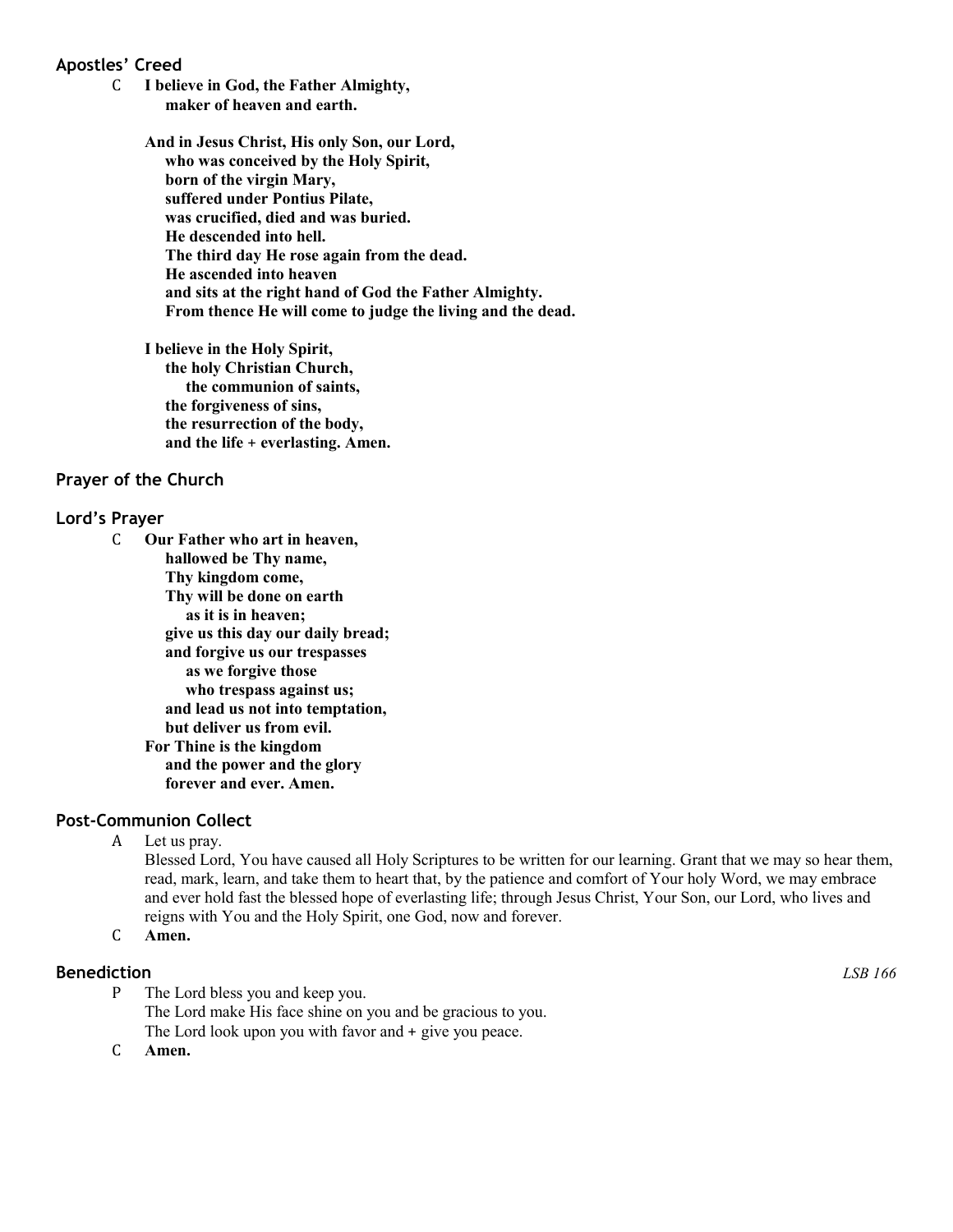## Apostles' Creed

C **I believe in God, the Father Almighty,**
**maker of heaven and earth.**

**And in Jesus Christ, His only Son, our Lord,**
**who was conceived by the Holy Spirit,**
**born of the virgin Mary,**
**suffered under Pontius Pilate,**
**was crucified, died and was buried.**
**He descended into hell.**
**The third day He rose again from the dead.**
**He ascended into heaven**
**and sits at the right hand of God the Father Almighty.**
**From thence He will come to judge the living and the dead.**

**I believe in the Holy Spirit,**
**the holy Christian Church,**
**the communion of saints,**
**the forgiveness of sins,**
**the resurrection of the body,**
**and the life + everlasting. Amen.**

## Prayer of the Church

## Lord's Prayer

C **Our Father who art in heaven,**
**hallowed be Thy name,**
**Thy kingdom come,**
**Thy will be done on earth**
**as it is in heaven;**
**give us this day our daily bread;**
**and forgive us our trespasses**
**as we forgive those**
**who trespass against us;**
**and lead us not into temptation,**
**but deliver us from evil.**
**For Thine is the kingdom**
**and the power and the glory**
**forever and ever. Amen.**

## Post-Communion Collect

A Let us pray.
Blessed Lord, You have caused all Holy Scriptures to be written for our learning. Grant that we may so hear them, read, mark, learn, and take them to heart that, by the patience and comfort of Your holy Word, we may embrace and ever hold fast the blessed hope of everlasting life; through Jesus Christ, Your Son, our Lord, who lives and reigns with You and the Holy Spirit, one God, now and forever.

C **Amen.**

## Benediction *LSB 166*

P The Lord bless you and keep you.
The Lord make His face shine on you and be gracious to you.
The Lord look upon you with favor and + give you peace.

C **Amen.**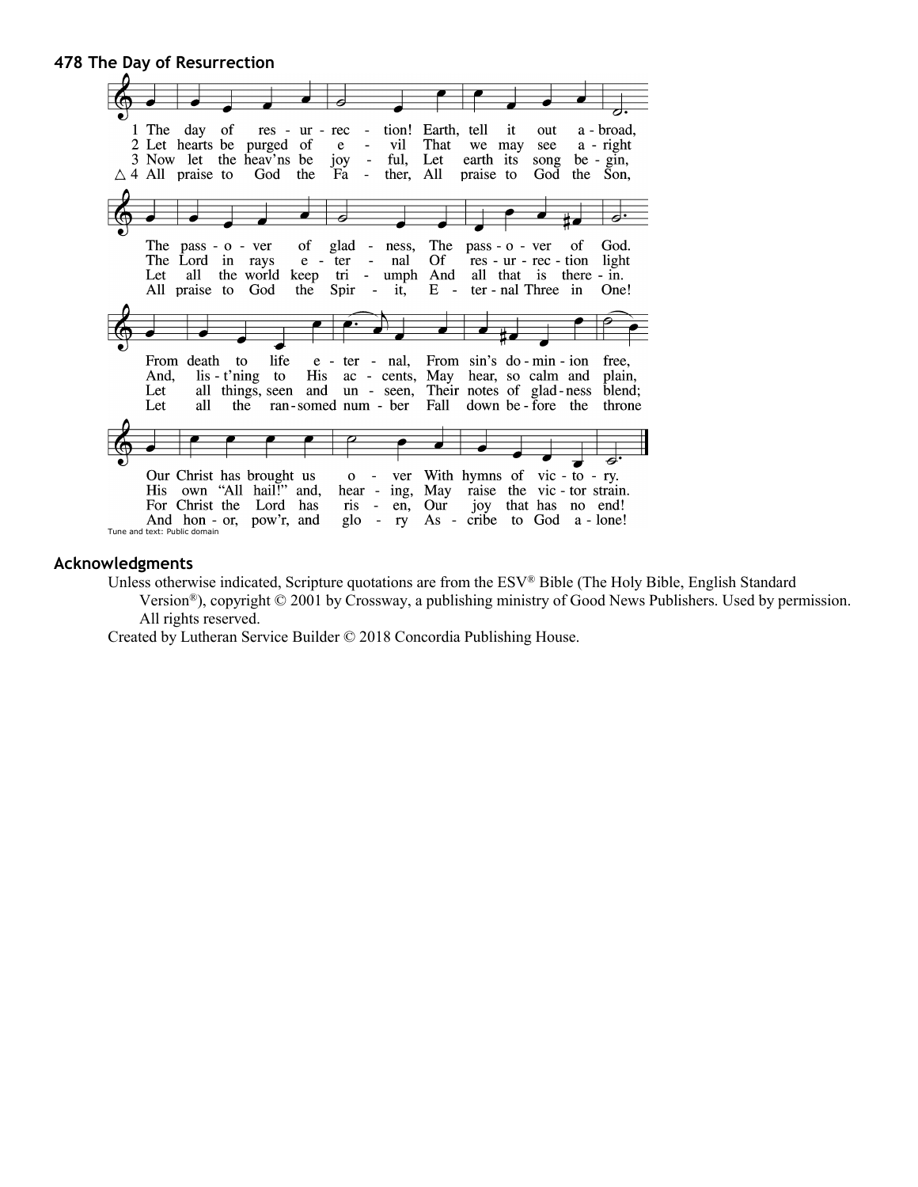**478 The Day of Resurrection**

1 The day of resurrection! Earth, tell it out abroad,
The passover of gladness, The passover of God.
From death to life eternal, From sin's dominion free,
Our Christ has brought us over With hymns of victory.

2 Let hearts be purged of evil That we may see aright
The Lord in rays eternal Of resurrection light
And, list'ning to His accents, May hear, so calm and plain,
His own "All hail!" and, hearing, May raise the victor strain.

3 Now let the heav'ns be joyful, Let earth its song begin,
Let all the world keep triumph And all that is therein.
Let all things, seen and unseen, Their notes of gladness blend;
For Christ the Lord has risen, Our joy that has no end!

△ 4 All praise to God the Father, All praise to God the Son,
All praise to God the Spirit, Eternal Three in One!
Let all the ransomed number Fall down before the throne
And honor, pow'r, and glory Ascribe to God alone!

Tune and text: Public domain

## Acknowledgments

Unless otherwise indicated, Scripture quotations are from the ESV® Bible (The Holy Bible, English Standard Version®), copyright © 2001 by Crossway, a publishing ministry of Good News Publishers. Used by permission. All rights reserved.

Created by Lutheran Service Builder © 2018 Concordia Publishing House.